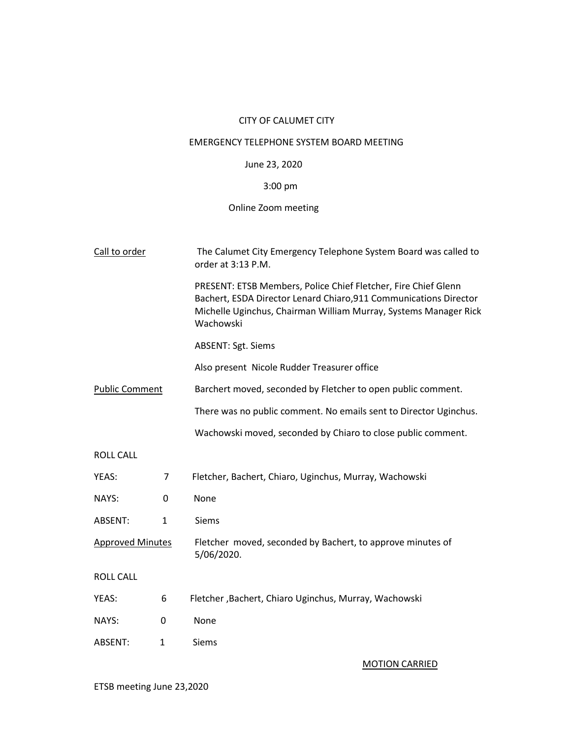CITY OF CALUMET CITY

EMERGENCY TELEPHONE SYSTEM BOARD MEETING

June 23, 2020

3:00 pm

Online Zoom meeting

<u>Call to order</u>

The Calumet City Emergency Telephone System Board was called to order at 3:13 P.M.

PRESENT: ETSB Members, Police Chief Fletcher, Fire Chief Glenn Bachert, ESDA Director Lenard Chiaro,911 Communications Director Michelle Uginchus, Chairman William Murray, Systems Manager Rick Wachowski

ABSENT: Sgt. Siems

Also present Nicole Rudder Treasurer office

<u>Public Comment</u>

Barchert moved, seconded by Fletcher to open public comment.

There was no public comment. No emails sent to Director Uginchus.

Wachowski moved, seconded by Chiaro to close public comment.

ROLL CALL

| | | |
|---|---|---|
| YEAS: | 7 | Fletcher, Bachert, Chiaro, Uginchus, Murray, Wachowski |
| NAYS: | 0 | None |
| ABSENT: | 1 | Siems |

<u>Approved Minutes</u>

Fletcher moved, seconded by Bachert, to approve minutes of 5/06/2020.

ROLL CALL

| | | |
|---|---|---|
| YEAS: | 6 | Fletcher ,Bachert, Chiaro Uginchus, Murray, Wachowski |
| NAYS: | 0 | None |
| ABSENT: | 1 | Siems |

<u>MOTION CARRIED</u>

ETSB meeting June 23,2020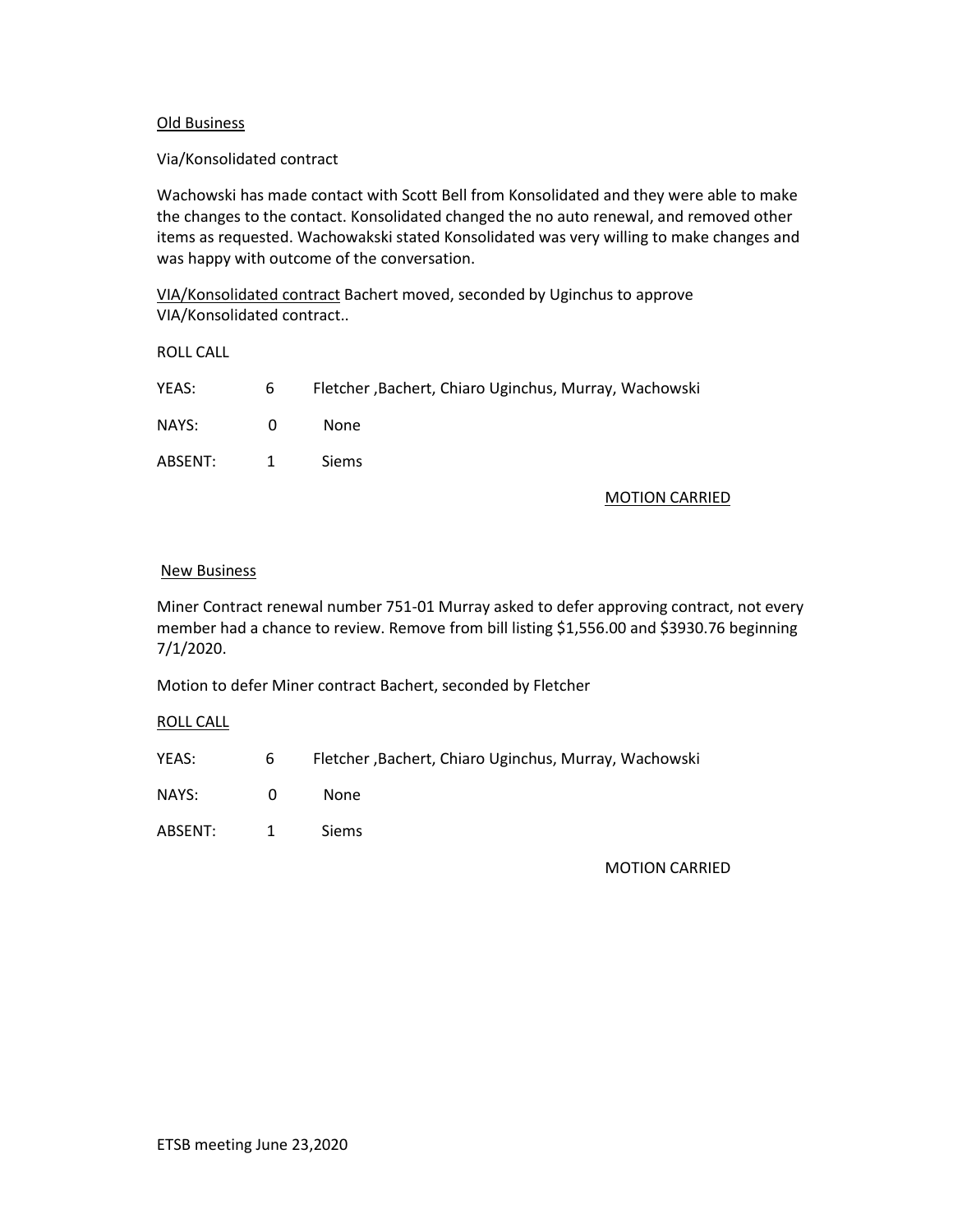Old Business

Via/Konsolidated contract

Wachowski has made contact with Scott Bell from Konsolidated and they were able to make the changes to the contact. Konsolidated changed the no auto renewal, and removed other items as requested. Wachowakski stated Konsolidated was very willing to make changes and was happy with outcome of the conversation.

VIA/Konsolidated contract Bachert moved, seconded by Uginchus to approve VIA/Konsolidated contract..

ROLL CALL

| | | |
|---|---|---|
| YEAS: | 6 | Fletcher ,Bachert, Chiaro Uginchus, Murray, Wachowski |
| NAYS: | 0 | None |
| ABSENT: | 1 | Siems |

MOTION CARRIED

New Business

Miner Contract renewal number 751-01 Murray asked to defer approving contract, not every member had a chance to review. Remove from bill listing $1,556.00 and $3930.76 beginning 7/1/2020.

Motion to defer Miner contract Bachert, seconded by Fletcher

ROLL CALL

| | | |
|---|---|---|
| YEAS: | 6 | Fletcher ,Bachert, Chiaro Uginchus, Murray, Wachowski |
| NAYS: | 0 | None |
| ABSENT: | 1 | Siems |

MOTION CARRIED

ETSB meeting June 23,2020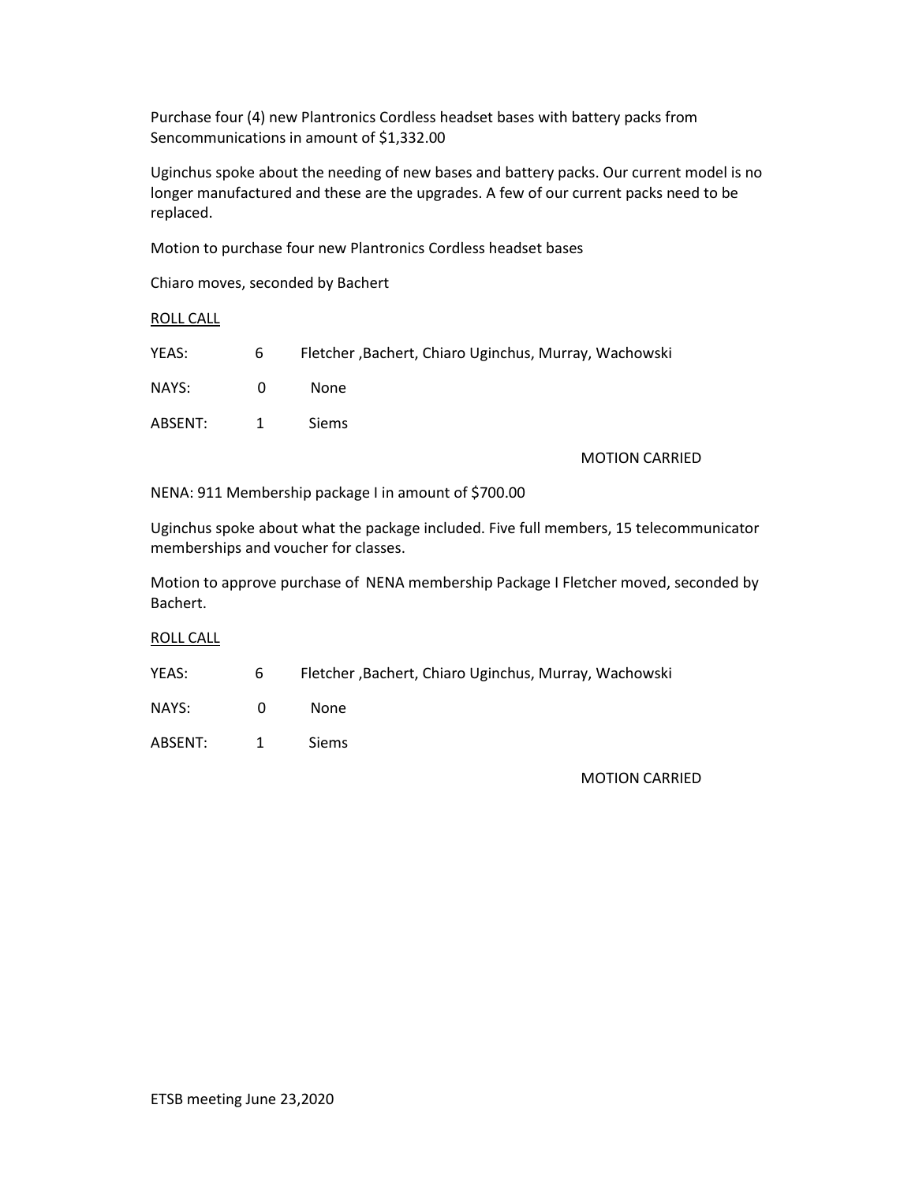Purchase four (4) new Plantronics Cordless headset bases with battery packs from Sencommunications in amount of $1,332.00

Uginchus spoke about the needing of new bases and battery packs. Our current model is no longer manufactured and these are the upgrades. A few of our current packs need to be replaced.

Motion to purchase four new Plantronics Cordless headset bases

Chiaro moves, seconded by Bachert

ROLL CALL

| | | |
|---|---|---|
| YEAS: | 6 | Fletcher ,Bachert, Chiaro Uginchus, Murray, Wachowski |
| NAYS: | 0 | None |
| ABSENT: | 1 | Siems |

MOTION CARRIED

NENA: 911 Membership package I in amount of $700.00

Uginchus spoke about what the package included. Five full members, 15 telecommunicator memberships and voucher for classes.

Motion to approve purchase of NENA membership Package I Fletcher moved, seconded by Bachert.

ROLL CALL

| | | |
|---|---|---|
| YEAS: | 6 | Fletcher ,Bachert, Chiaro Uginchus, Murray, Wachowski |
| NAYS: | 0 | None |
| ABSENT: | 1 | Siems |

MOTION CARRIED

ETSB meeting June 23,2020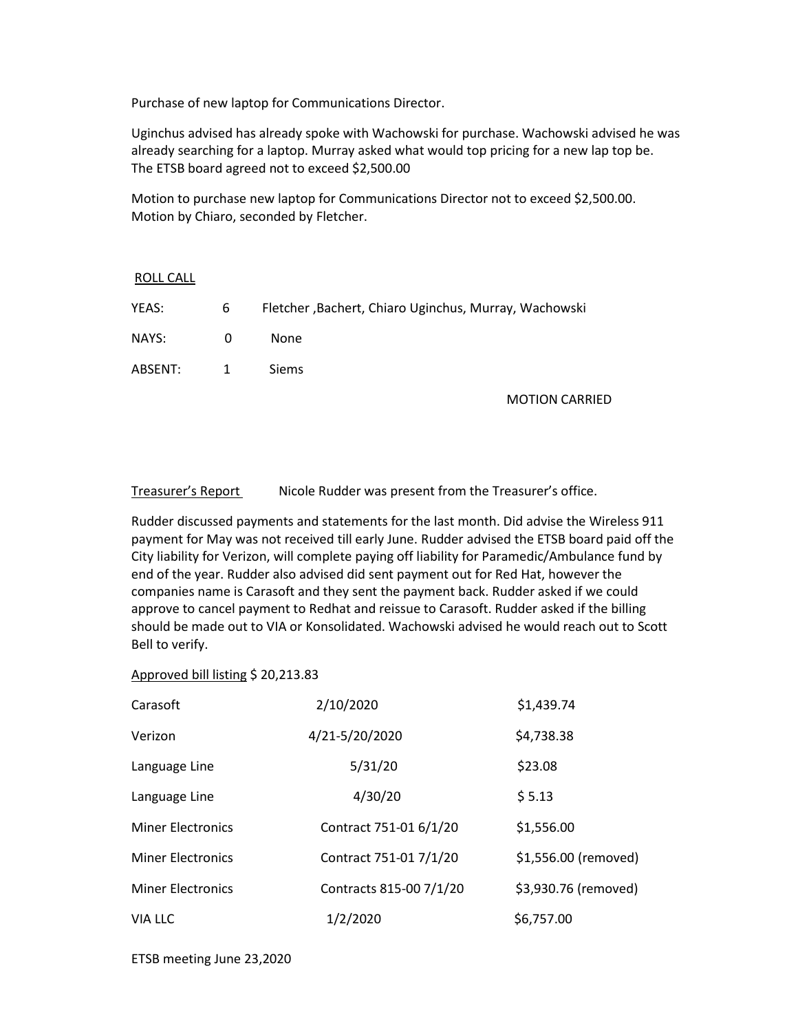Purchase of new laptop for Communications Director.

Uginchus advised has already spoke with Wachowski for purchase. Wachowski advised he was already searching for a laptop. Murray asked what would top pricing for a new lap top be. The ETSB board agreed not to exceed $2,500.00

Motion to purchase new laptop for Communications Director not to exceed $2,500.00. Motion by Chiaro, seconded by Fletcher.

ROLL CALL

| | | |
|---|---|---|
| YEAS: | 6 | Fletcher ,Bachert, Chiaro Uginchus, Murray, Wachowski |
| NAYS: | 0 | None |
| ABSENT: | 1 | Siems |

MOTION CARRIED

Treasurer's Report Nicole Rudder was present from the Treasurer's office.

Rudder discussed payments and statements for the last month. Did advise the Wireless 911 payment for May was not received till early June. Rudder advised the ETSB board paid off the City liability for Verizon, will complete paying off liability for Paramedic/Ambulance fund by end of the year. Rudder also advised did sent payment out for Red Hat, however the companies name is Carasoft and they sent the payment back. Rudder asked if we could approve to cancel payment to Redhat and reissue to Carasoft. Rudder asked if the billing should be made out to VIA or Konsolidated. Wachowski advised he would reach out to Scott Bell to verify.

Approved bill listing $ 20,213.83

| | | |
|---|---|---|
| Carasoft | 2/10/2020 | $1,439.74 |
| Verizon | 4/21-5/20/2020 | $4,738.38 |
| Language Line | 5/31/20 | $23.08 |
| Language Line | 4/30/20 | $ 5.13 |
| Miner Electronics | Contract 751-01 6/1/20 | $1,556.00 |
| Miner Electronics | Contract 751-01 7/1/20 | $1,556.00 (removed) |
| Miner Electronics | Contracts 815-00 7/1/20 | $3,930.76 (removed) |
| VIA LLC | 1/2/2020 | $6,757.00 |

ETSB meeting June 23,2020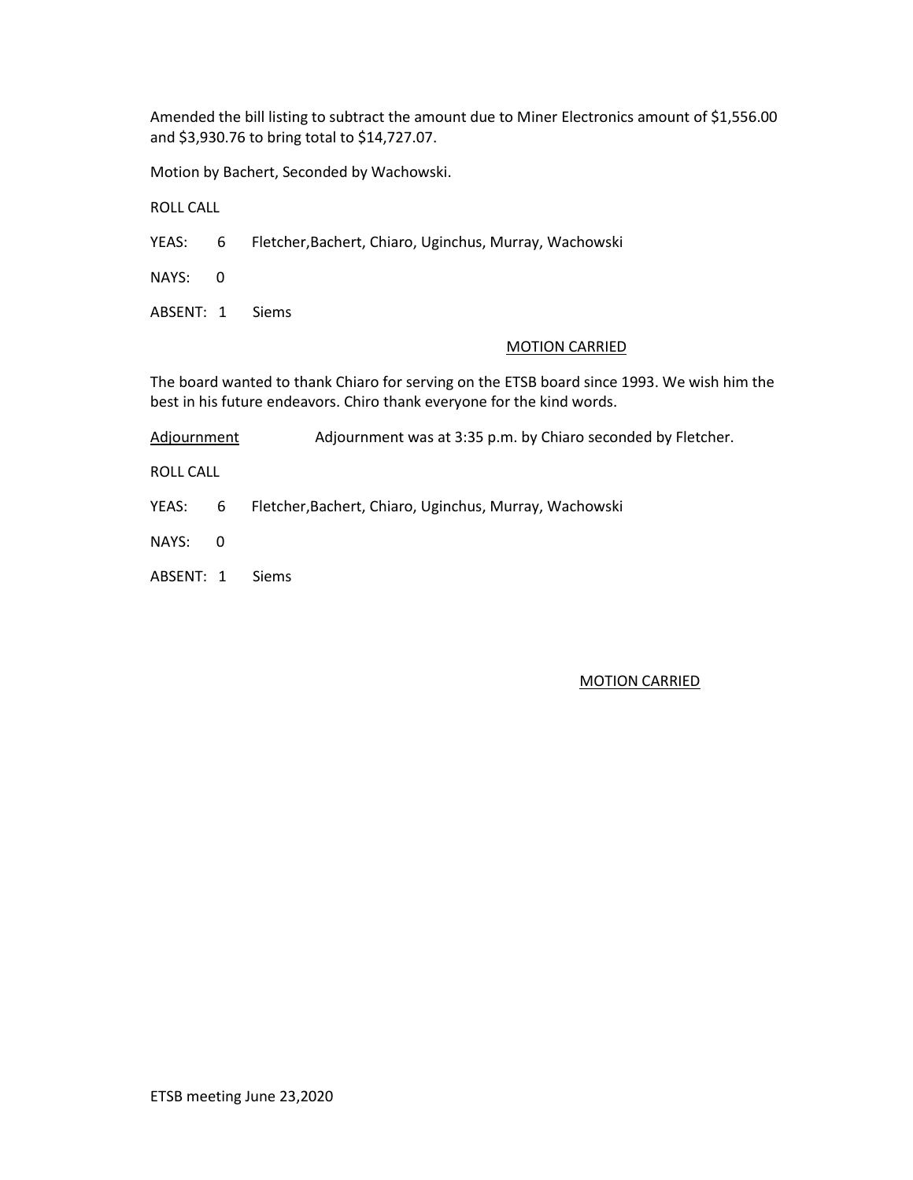Amended the bill listing to subtract the amount due to Miner Electronics amount of $1,556.00 and $3,930.76 to bring total to $14,727.07.

Motion by Bachert, Seconded by Wachowski.

ROLL CALL

YEAS: 6 Fletcher,Bachert, Chiaro, Uginchus, Murray, Wachowski

NAYS: 0

ABSENT: 1 Siems

MOTION CARRIED

The board wanted to thank Chiaro for serving on the ETSB board since 1993. We wish him the best in his future endeavors. Chiro thank everyone for the kind words.

Adjournment Adjournment was at 3:35 p.m. by Chiaro seconded by Fletcher.

ROLL CALL

YEAS: 6 Fletcher,Bachert, Chiaro, Uginchus, Murray, Wachowski

NAYS: 0

ABSENT: 1 Siems

MOTION CARRIED